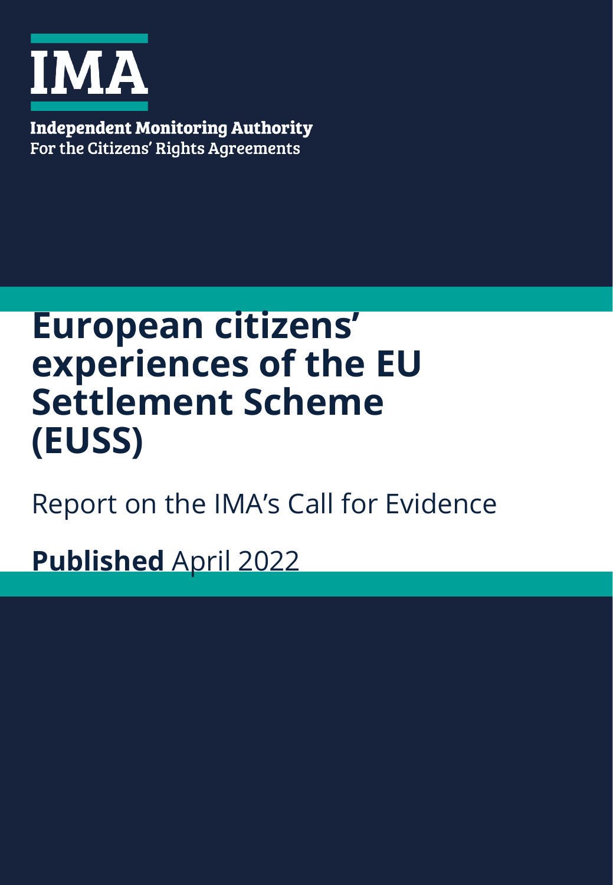IMA

**Independent Monitoring Authority**
For the Citizens' Rights Agreements

# European citizens' experiences of the EU Settlement Scheme (EUSS)

Report on the IMA's Call for Evidence

**Published** April 2022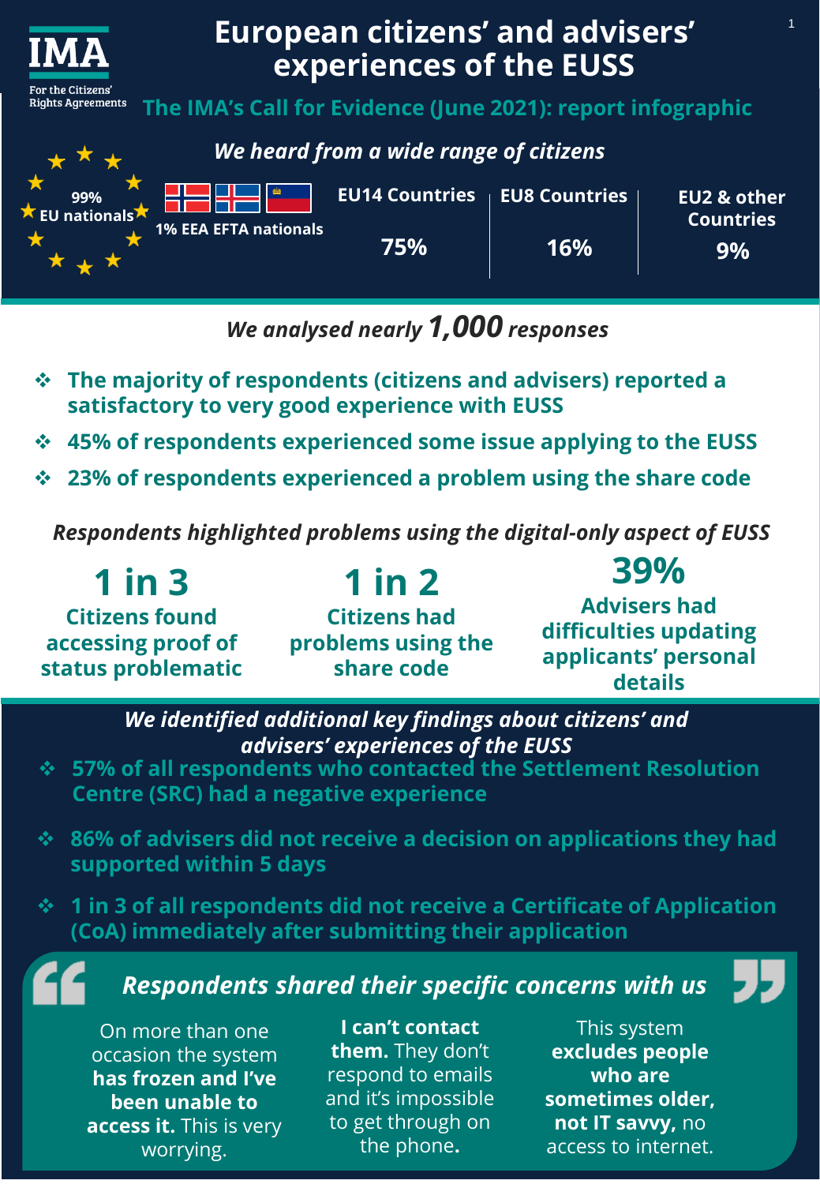# European citizens' and advisers' experiences of the EUSS

IMA — For the Citizens' Rights Agreements

## The IMA's Call for Evidence (June 2021): report infographic

### *We heard from a wide range of citizens*

- 99% EU nationals
- 1% EEA EFTA nationals

| EU14 Countries | EU8 Countries | EU2 & other Countries |
|---|---|---|
| 75% | 16% | 9% |

### *We analysed nearly 1,000 responses*

- **The majority of respondents (citizens and advisers) reported a satisfactory to very good experience with EUSS**
- **45% of respondents experienced some issue applying to the EUSS**
- **23% of respondents experienced a problem using the share code**

### *Respondents highlighted problems using the digital-only aspect of EUSS*

- **1 in 3** — Citizens found accessing proof of status problematic
- **1 in 2** — Citizens had problems using the share code
- **39%** — Advisers had difficulties updating applicants' personal details

### *We identified additional key findings about citizens' and advisers' experiences of the EUSS*

- **57% of all respondents who contacted the Settlement Resolution Centre (SRC) had a negative experience**
- **86% of advisers did not receive a decision on applications they had supported within 5 days**
- **1 in 3 of all respondents did not receive a Certificate of Application (CoA) immediately after submitting their application**

### *Respondents shared their specific concerns with us*

> On more than one occasion the system **has frozen and I've been unable to access it.** This is very worrying.

> **I can't contact them.** They don't respond to emails and it's impossible to get through on the phone.

> This system **excludes people who are sometimes older, not IT savvy,** no access to internet.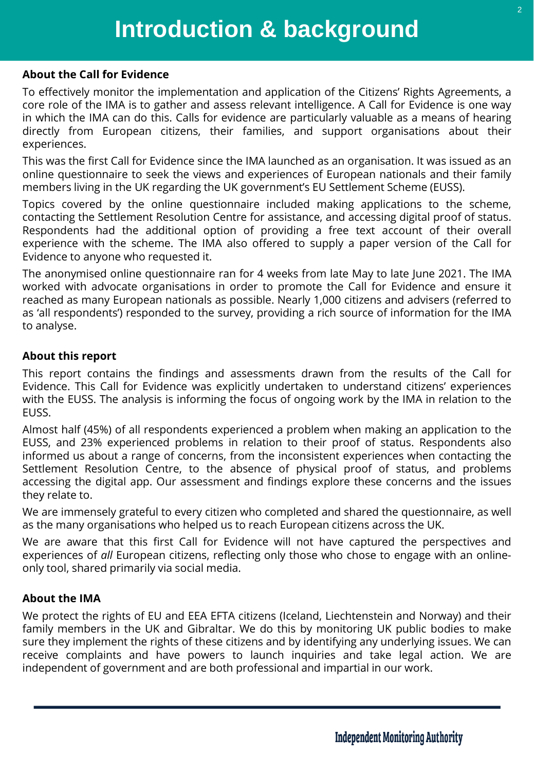# Introduction & background

### About the Call for Evidence

To effectively monitor the implementation and application of the Citizens' Rights Agreements, a core role of the IMA is to gather and assess relevant intelligence. A Call for Evidence is one way in which the IMA can do this. Calls for evidence are particularly valuable as a means of hearing directly from European citizens, their families, and support organisations about their experiences.

This was the first Call for Evidence since the IMA launched as an organisation. It was issued as an online questionnaire to seek the views and experiences of European nationals and their family members living in the UK regarding the UK government's EU Settlement Scheme (EUSS).

Topics covered by the online questionnaire included making applications to the scheme, contacting the Settlement Resolution Centre for assistance, and accessing digital proof of status. Respondents had the additional option of providing a free text account of their overall experience with the scheme. The IMA also offered to supply a paper version of the Call for Evidence to anyone who requested it.

The anonymised online questionnaire ran for 4 weeks from late May to late June 2021. The IMA worked with advocate organisations in order to promote the Call for Evidence and ensure it reached as many European nationals as possible. Nearly 1,000 citizens and advisers (referred to as 'all respondents') responded to the survey, providing a rich source of information for the IMA to analyse.

### About this report

This report contains the findings and assessments drawn from the results of the Call for Evidence. This Call for Evidence was explicitly undertaken to understand citizens' experiences with the EUSS. The analysis is informing the focus of ongoing work by the IMA in relation to the EUSS.

Almost half (45%) of all respondents experienced a problem when making an application to the EUSS, and 23% experienced problems in relation to their proof of status. Respondents also informed us about a range of concerns, from the inconsistent experiences when contacting the Settlement Resolution Centre, to the absence of physical proof of status, and problems accessing the digital app. Our assessment and findings explore these concerns and the issues they relate to.

We are immensely grateful to every citizen who completed and shared the questionnaire, as well as the many organisations who helped us to reach European citizens across the UK.

We are aware that this first Call for Evidence will not have captured the perspectives and experiences of *all* European citizens, reflecting only those who chose to engage with an online-only tool, shared primarily via social media.

### About the IMA

We protect the rights of EU and EEA EFTA citizens (Iceland, Liechtenstein and Norway) and their family members in the UK and Gibraltar. We do this by monitoring UK public bodies to make sure they implement the rights of these citizens and by identifying any underlying issues. We can receive complaints and have powers to launch inquiries and take legal action. We are independent of government and are both professional and impartial in our work.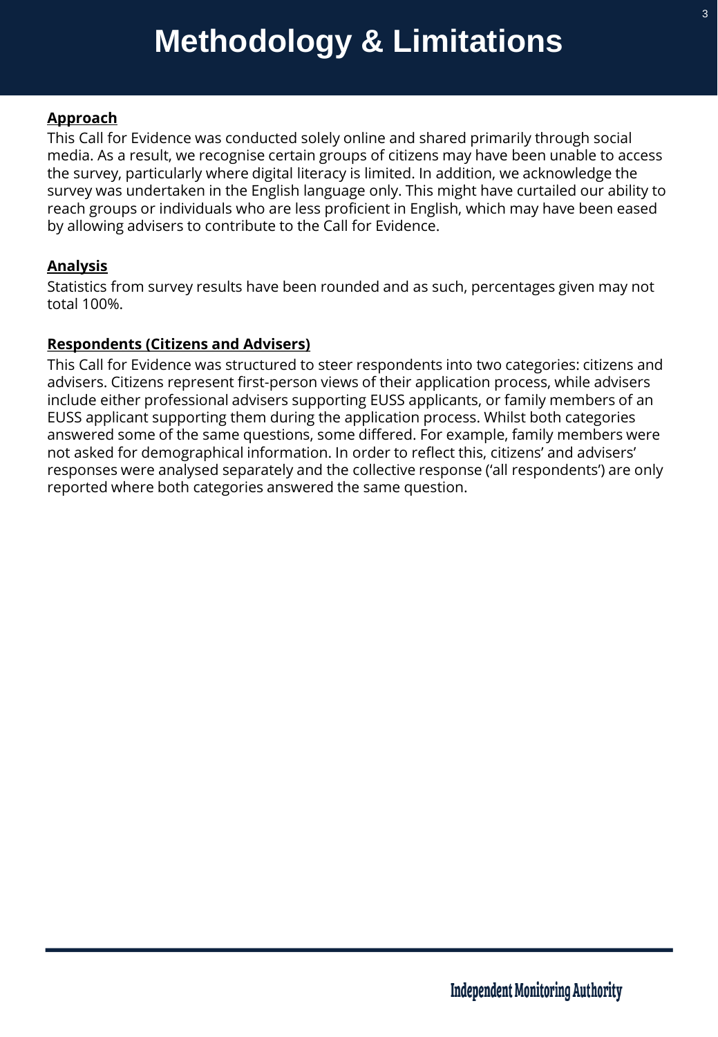# Methodology & Limitations

**Approach**

This Call for Evidence was conducted solely online and shared primarily through social media. As a result, we recognise certain groups of citizens may have been unable to access the survey, particularly where digital literacy is limited. In addition, we acknowledge the survey was undertaken in the English language only. This might have curtailed our ability to reach groups or individuals who are less proficient in English, which may have been eased by allowing advisers to contribute to the Call for Evidence.

**Analysis**

Statistics from survey results have been rounded and as such, percentages given may not total 100%.

**Respondents (Citizens and Advisers)**

This Call for Evidence was structured to steer respondents into two categories: citizens and advisers. Citizens represent first-person views of their application process, while advisers include either professional advisers supporting EUSS applicants, or family members of an EUSS applicant supporting them during the application process. Whilst both categories answered some of the same questions, some differed. For example, family members were not asked for demographical information. In order to reflect this, citizens' and advisers' responses were analysed separately and the collective response ('all respondents') are only reported where both categories answered the same question.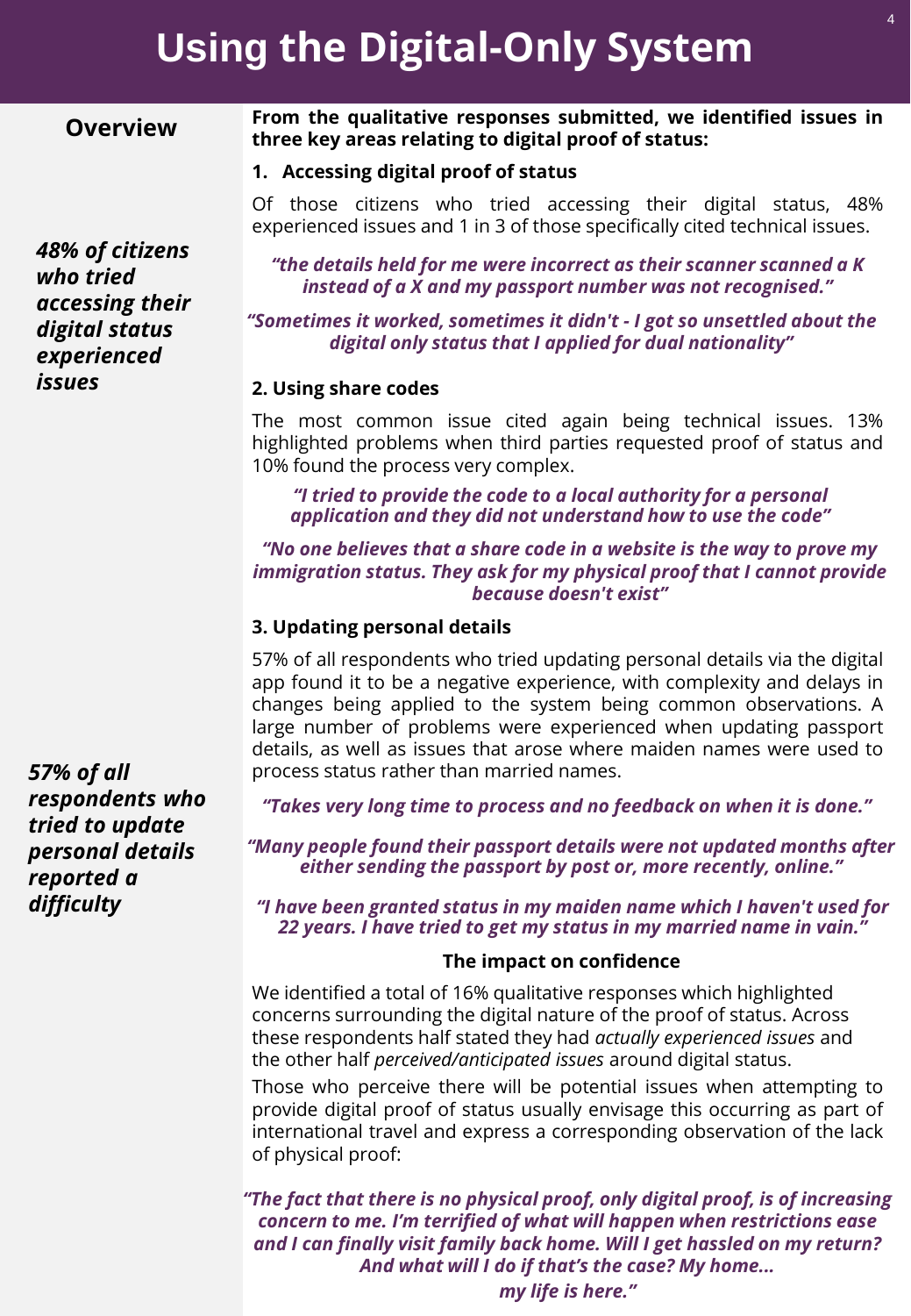# Using the Digital-Only System

## Overview

***48% of citizens who tried accessing their digital status experienced issues***

***57% of all respondents who tried to update personal details reported a difficulty***

**From the qualitative responses submitted, we identified issues in three key areas relating to digital proof of status:**

### 1. Accessing digital proof of status

Of those citizens who tried accessing their digital status, 48% experienced issues and 1 in 3 of those specifically cited technical issues.

***"the details held for me were incorrect as their scanner scanned a K instead of a X and my passport number was not recognised."***

***"Sometimes it worked, sometimes it didn't - I got so unsettled about the digital only status that I applied for dual nationality"***

### 2. Using share codes

The most common issue cited again being technical issues. 13% highlighted problems when third parties requested proof of status and 10% found the process very complex.

***"I tried to provide the code to a local authority for a personal application and they did not understand how to use the code"***

***"No one believes that a share code in a website is the way to prove my immigration status. They ask for my physical proof that I cannot provide because doesn't exist"***

### 3. Updating personal details

57% of all respondents who tried updating personal details via the digital app found it to be a negative experience, with complexity and delays in changes being applied to the system being common observations. A large number of problems were experienced when updating passport details, as well as issues that arose where maiden names were used to process status rather than married names.

***"Takes very long time to process and no feedback on when it is done."***

***"Many people found their passport details were not updated months after either sending the passport by post or, more recently, online."***

***"I have been granted status in my maiden name which I haven't used for 22 years. I have tried to get my status in my married name in vain."***

### The impact on confidence

We identified a total of 16% qualitative responses which highlighted concerns surrounding the digital nature of the proof of status. Across these respondents half stated they had *actually experienced issues* and the other half *perceived/anticipated issues* around digital status.

Those who perceive there will be potential issues when attempting to provide digital proof of status usually envisage this occurring as part of international travel and express a corresponding observation of the lack of physical proof:

***"The fact that there is no physical proof, only digital proof, is of increasing concern to me. I'm terrified of what will happen when restrictions ease and I can finally visit family back home. Will I get hassled on my return? And what will I do if that's the case? My home... my life is here."***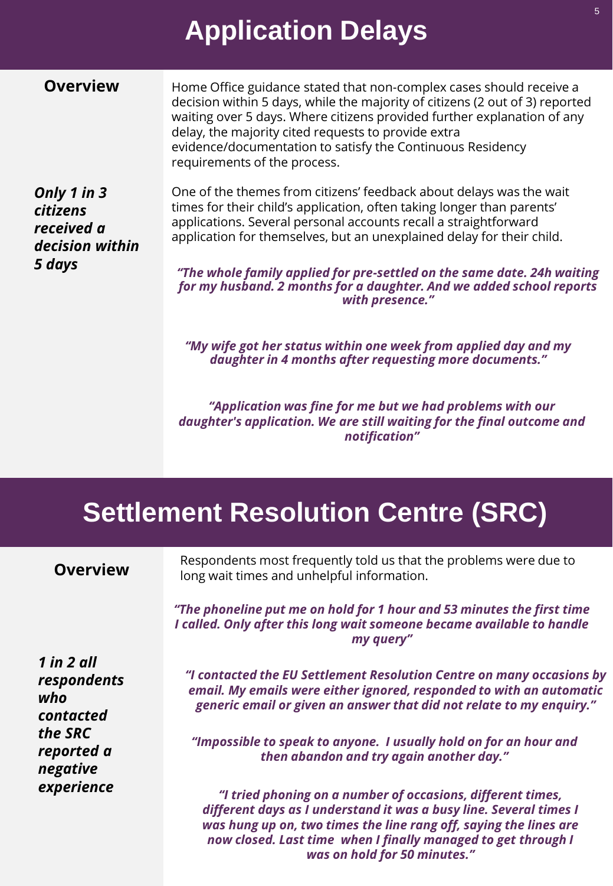# Application Delays

## Overview

Home Office guidance stated that non-complex cases should receive a decision within 5 days, while the majority of citizens (2 out of 3) reported waiting over 5 days. Where citizens provided further explanation of any delay, the majority cited requests to provide extra evidence/documentation to satisfy the Continuous Residency requirements of the process.

***Only 1 in 3 citizens received a decision within 5 days***

One of the themes from citizens' feedback about delays was the wait times for their child's application, often taking longer than parents' applications. Several personal accounts recall a straightforward application for themselves, but an unexplained delay for their child.

***"The whole family applied for pre-settled on the same date. 24h waiting for my husband. 2 months for a daughter. And we added school reports with presence."***

***"My wife got her status within one week from applied day and my daughter in 4 months after requesting more documents."***

***"Application was fine for me but we had problems with our daughter's application. We are still waiting for the final outcome and notification"***

# Settlement Resolution Centre (SRC)

## Overview

Respondents most frequently told us that the problems were due to long wait times and unhelpful information.

***1 in 2 all respondents who contacted the SRC reported a negative experience***

***"The phoneline put me on hold for 1 hour and 53 minutes the first time I called. Only after this long wait someone became available to handle my query"***

***"I contacted the EU Settlement Resolution Centre on many occasions by email. My emails were either ignored, responded to with an automatic generic email or given an answer that did not relate to my enquiry."***

***"Impossible to speak to anyone. I usually hold on for an hour and then abandon and try again another day."***

***"I tried phoning on a number of occasions, different times, different days as I understand it was a busy line. Several times I was hung up on, two times the line rang off, saying the lines are now closed. Last time when I finally managed to get through I was on hold for 50 minutes."***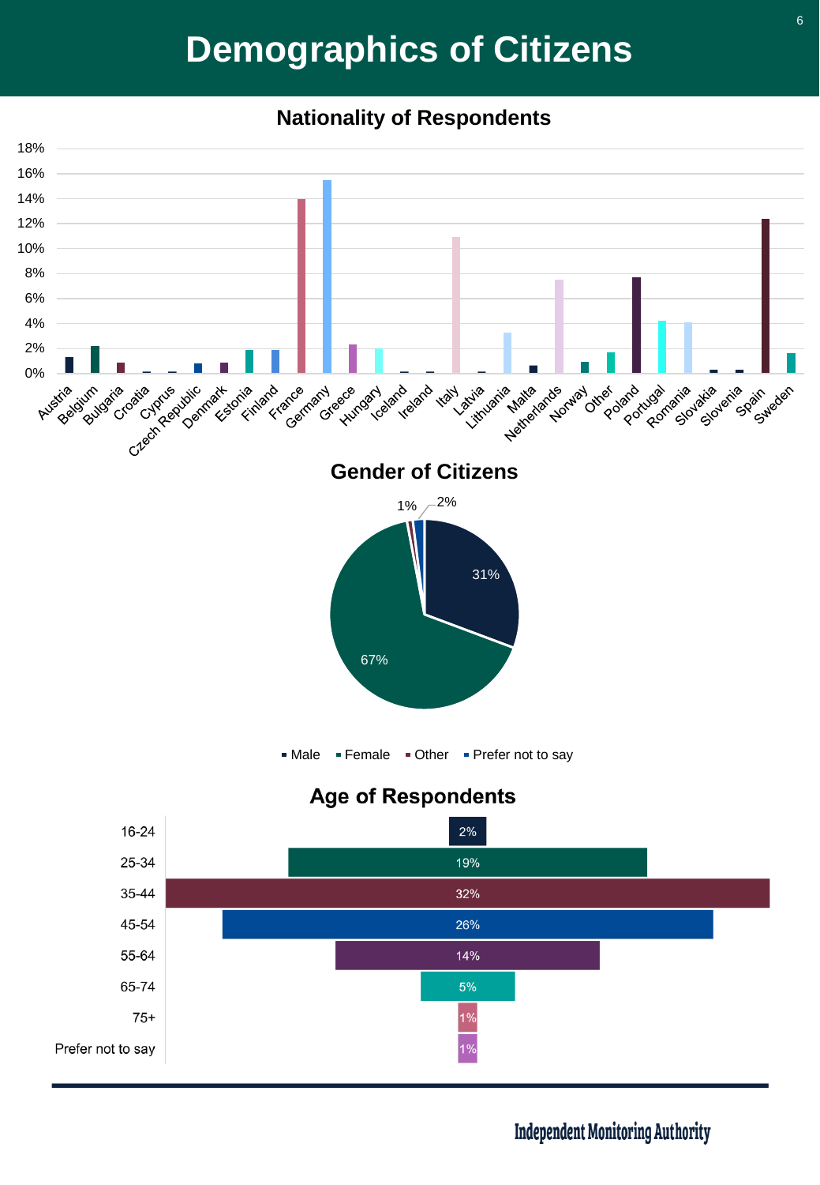# Demographics of Citizens

## Nationality of Respondents

| Country | Share (approx.) |
|---|---|
| Austria | 1.3% |
| Belgium | 2.2% |
| Bulgaria | 0.8% |
| Croatia | 0.1% |
| Cyprus | 0.1% |
| Czech Republic | 0.8% |
| Denmark | 0.8% |
| Estonia | 1.8% |
| Finland | 1.8% |
| France | 14% |
| Germany | 15.5% |
| Greece | 2.3% |
| Hungary | 1.9% |
| Iceland | 0.1% |
| Ireland | 0.1% |
| Italy | 10.9% |
| Latvia | 0.1% |
| Lithuania | 3.2% |
| Malta | 0.6% |
| Netherlands | 7.5% |
| Norway | 0.9% |
| Other | 1.7% |
| Poland | 7.7% |
| Portugal | 4.2% |
| Romania | 4.1% |
| Slovakia | 0.3% |
| Slovenia | 0.3% |
| Spain | 12.4% |
| Sweden | 1.6% |

## Gender of Citizens

| Gender | Share |
|---|---|
| Male | 31% |
| Female | 67% |
| Other | 1% |
| Prefer not to say | 2% |

## Age of Respondents

| Age | Share |
|---|---|
| 16-24 | 2% |
| 25-34 | 19% |
| 35-44 | 32% |
| 45-54 | 26% |
| 55-64 | 14% |
| 65-74 | 5% |
| 75+ | 1% |
| Prefer not to say | 1% |

Independent Monitoring Authority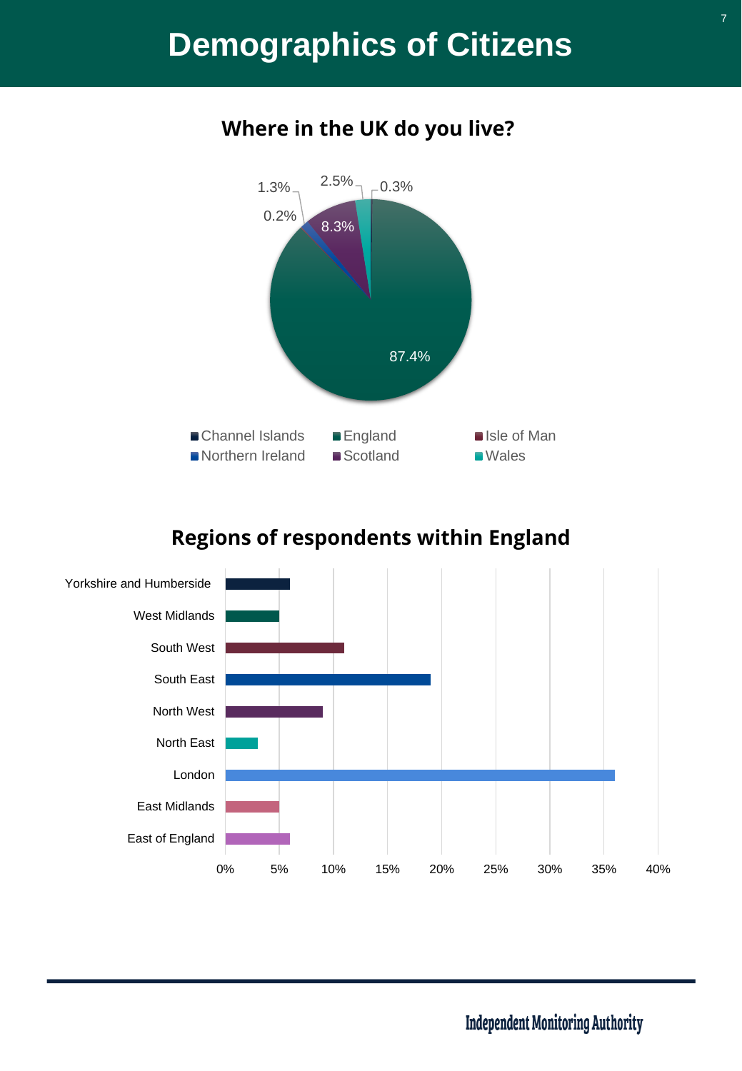# Demographics of Citizens

## Where in the UK do you live?

| Location | Percentage |
|---|---|
| Channel Islands | 0.3% |
| England | 87.4% |
| Isle of Man | 0.2% |
| Northern Ireland | 1.3% |
| Scotland | 8.3% |
| Wales | 2.5% |

## Regions of respondents within England

| Region | Percentage (approx.) |
|---|---|
| Yorkshire and Humberside | 6% |
| West Midlands | 5% |
| South West | 11% |
| South East | 19% |
| North West | 9% |
| North East | 3% |
| London | 36% |
| East Midlands | 5% |
| East of England | 6% |

Independent Monitoring Authority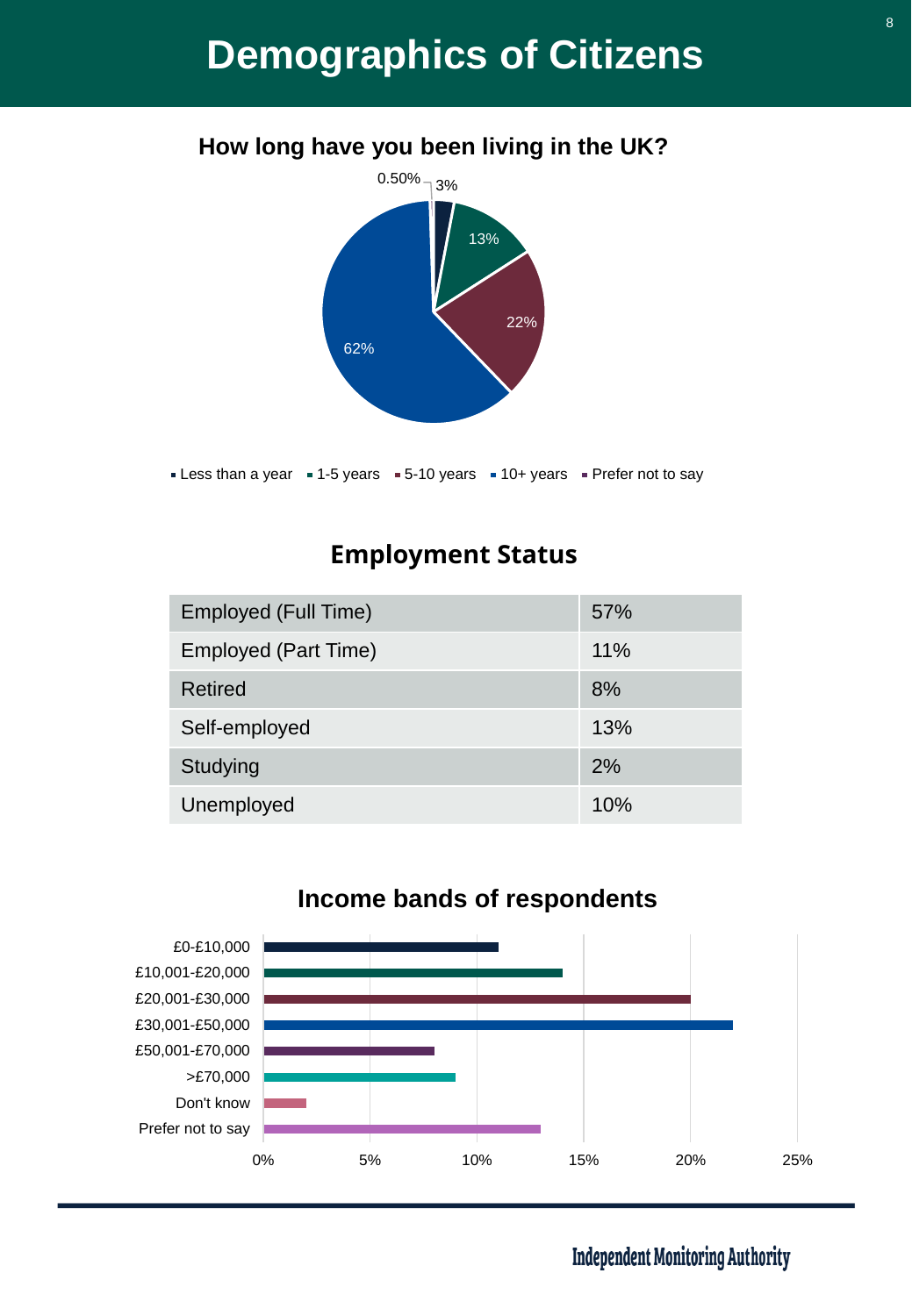# Demographics of Citizens

### How long have you been living in the UK?

0.50%
3%
13%
22%
62%

Less than a year · 1-5 years · 5-10 years · 10+ years · Prefer not to say

## Employment Status

| Employment Status | |
|---|---|
| Employed (Full Time) | 57% |
| Employed (Part Time) | 11% |
| Retired | 8% |
| Self-employed | 13% |
| Studying | 2% |
| Unemployed | 10% |

### Income bands of respondents

£0-£10,000
£10,001-£20,000
£20,001-£30,000
£30,001-£50,000
£50,001-£70,000
>£70,000
Don't know
Prefer not to say

0% 5% 10% 15% 20% 25%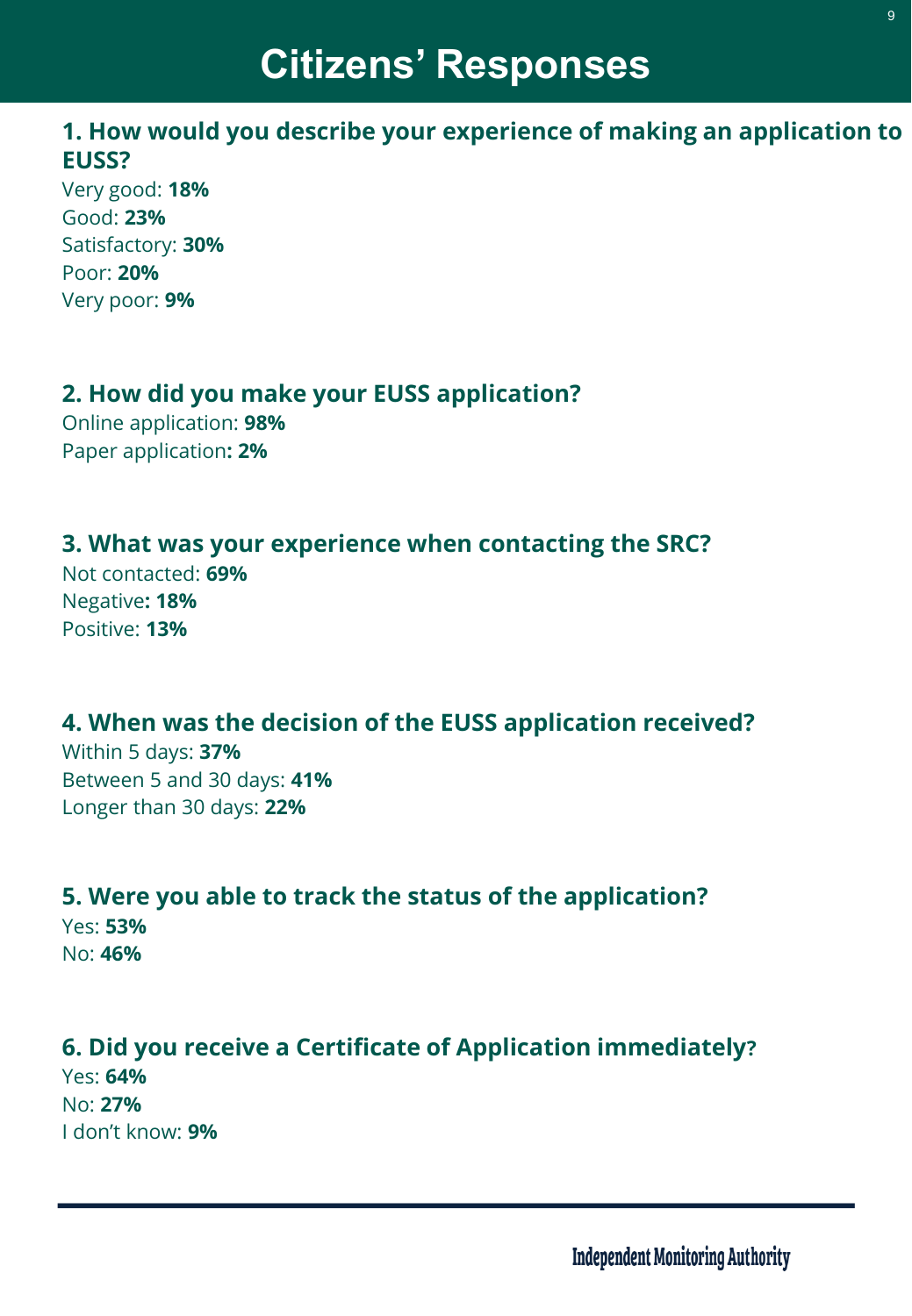# Citizens' Responses

## 1. How would you describe your experience of making an application to EUSS?

Very good: **18%**
Good: **23%**
Satisfactory: **30%**
Poor: **20%**
Very poor: **9%**

## 2. How did you make your EUSS application?

Online application: **98%**
Paper application**: 2%**

## 3. What was your experience when contacting the SRC?

Not contacted: **69%**
Negative**: 18%**
Positive: **13%**

## 4. When was the decision of the EUSS application received?

Within 5 days: **37%**
Between 5 and 30 days: **41%**
Longer than 30 days: **22%**

## 5. Were you able to track the status of the application?

Yes: **53%**
No: **46%**

## 6. Did you receive a Certificate of Application immediately?

Yes: **64%**
No: **27%**
I don't know: **9%**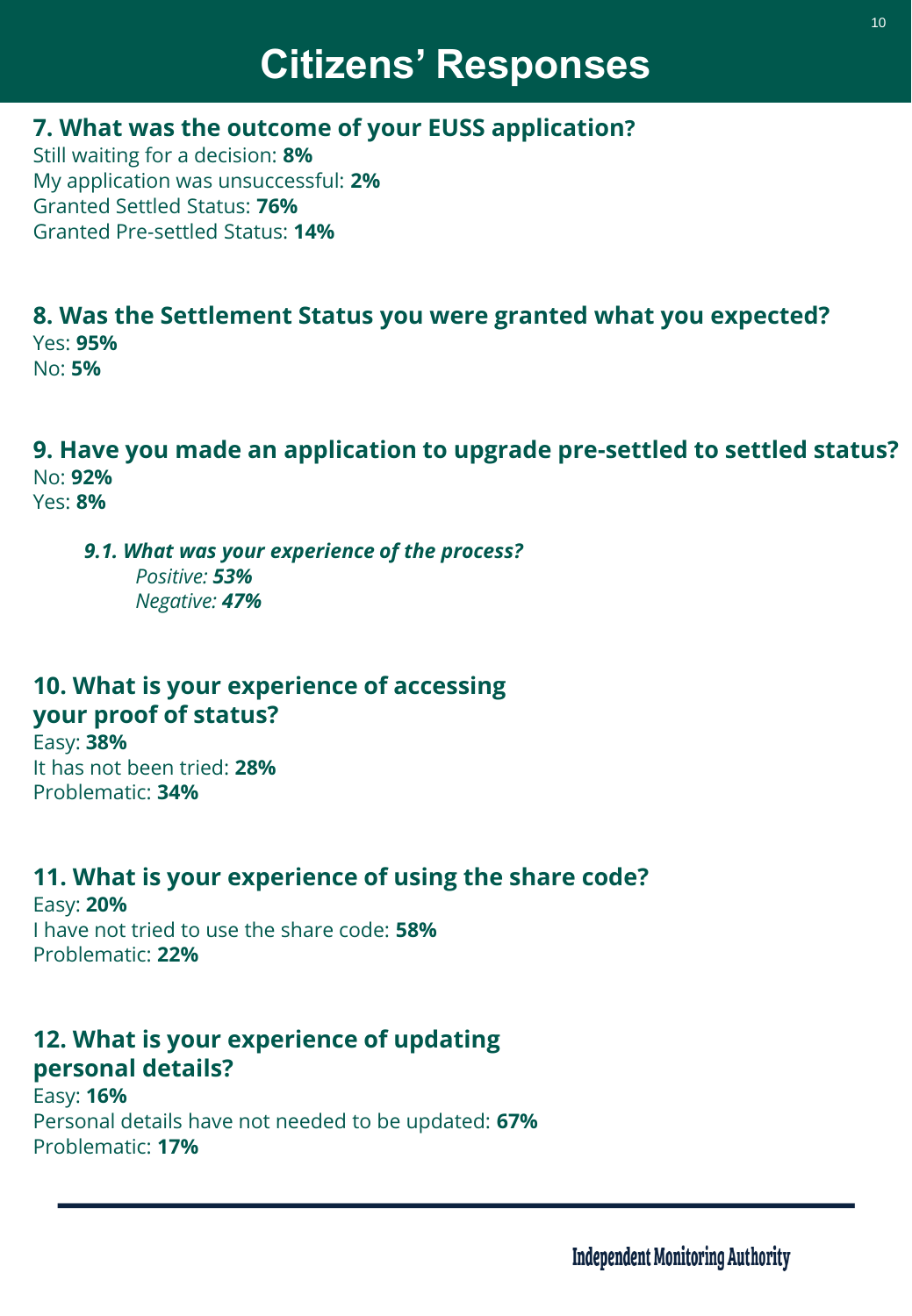# Citizens' Responses

### 7. What was the outcome of your EUSS application?

Still waiting for a decision: **8%**
My application was unsuccessful: **2%**
Granted Settled Status: **76%**
Granted Pre-settled Status: **14%**

### 8. Was the Settlement Status you were granted what you expected?

Yes: **95%**
No: **5%**

### 9. Have you made an application to upgrade pre-settled to settled status?

No: **92%**
Yes: **8%**

#### *9.1. What was your experience of the process?*

*Positive:* ***53%***
*Negative:* ***47%***

### 10. What is your experience of accessing your proof of status?

Easy: **38%**
It has not been tried: **28%**
Problematic: **34%**

### 11. What is your experience of using the share code?

Easy: **20%**
I have not tried to use the share code: **58%**
Problematic: **22%**

### 12. What is your experience of updating personal details?

Easy: **16%**
Personal details have not needed to be updated: **67%**
Problematic: **17%**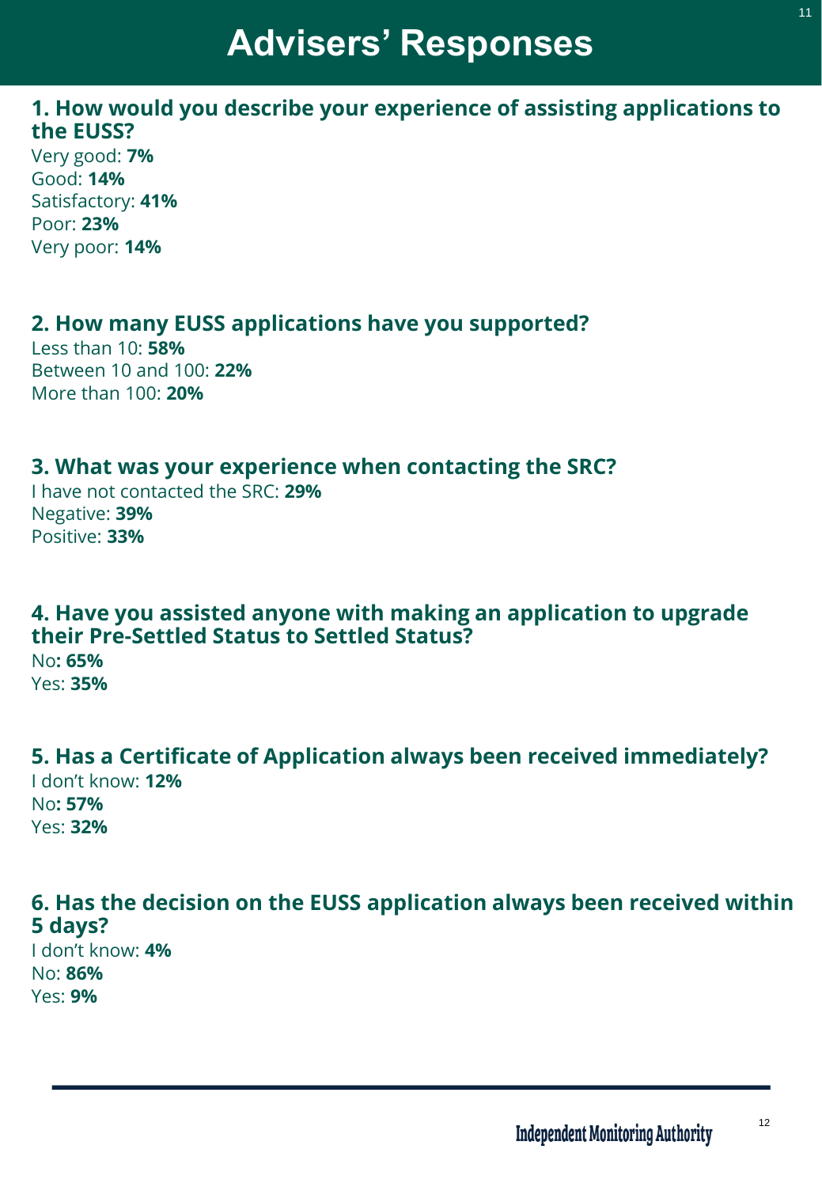# Advisers' Responses

## 1. How would you describe your experience of assisting applications to the EUSS?

Very good: **7%**
Good: **14%**
Satisfactory: **41%**
Poor: **23%**
Very poor: **14%**

## 2. How many EUSS applications have you supported?

Less than 10: **58%**
Between 10 and 100: **22%**
More than 100: **20%**

## 3. What was your experience when contacting the SRC?

I have not contacted the SRC: **29%**
Negative: **39%**
Positive: **33%**

## 4. Have you assisted anyone with making an application to upgrade their Pre-Settled Status to Settled Status?

No**: 65%**
Yes: **35%**

## 5. Has a Certificate of Application always been received immediately?

I don't know: **12%**
No**: 57%**
Yes: **32%**

## 6. Has the decision on the EUSS application always been received within 5 days?

I don't know: **4%**
No: **86%**
Yes: **9%**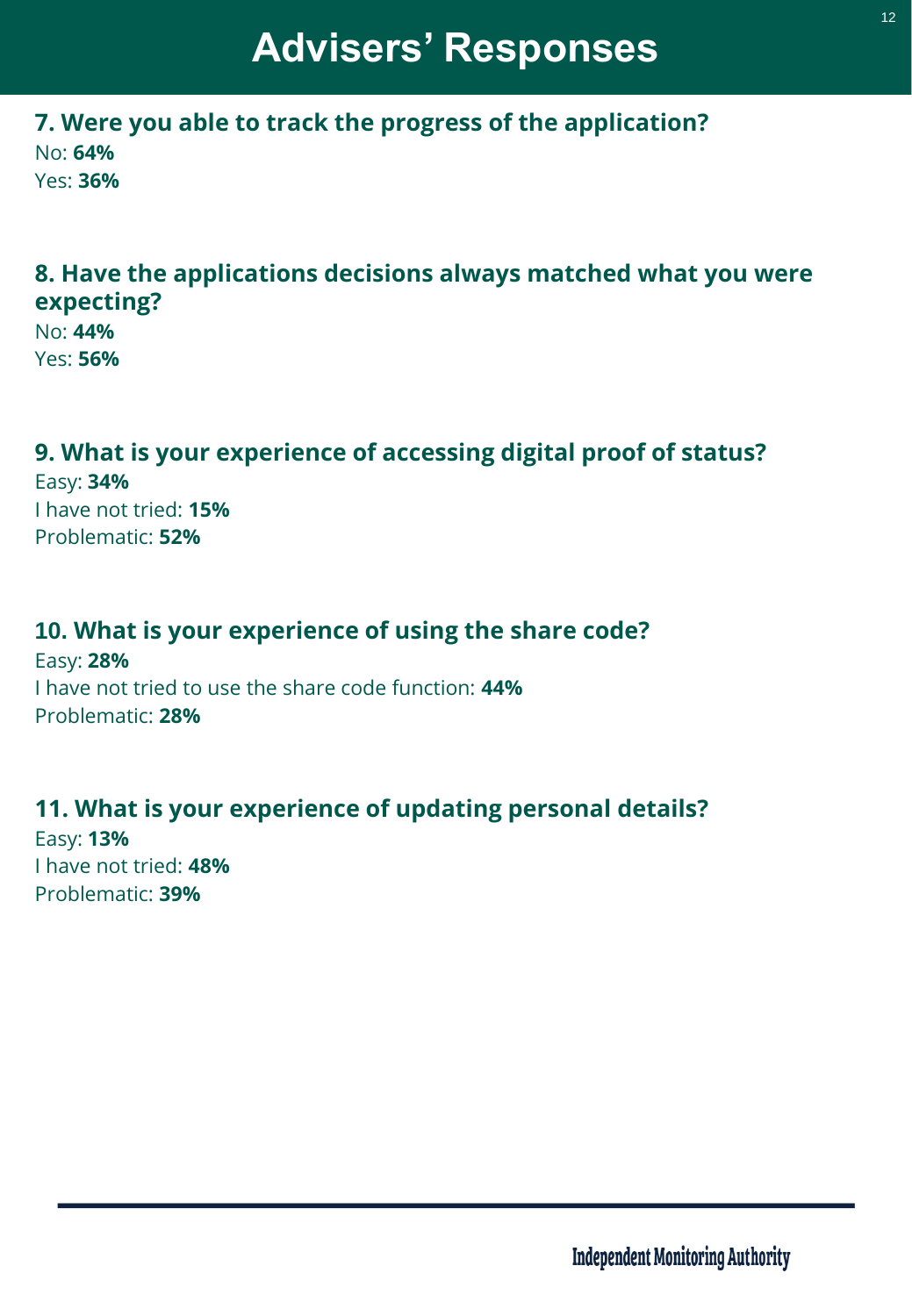# Advisers' Responses

### 7. Were you able to track the progress of the application?

No: **64%**
Yes: **36%**

### 8. Have the applications decisions always matched what you were expecting?

No: **44%**
Yes: **56%**

### 9. What is your experience of accessing digital proof of status?

Easy: **34%**
I have not tried: **15%**
Problematic: **52%**

### 10. What is your experience of using the share code?

Easy: **28%**
I have not tried to use the share code function: **44%**
Problematic: **28%**

### 11. What is your experience of updating personal details?

Easy: **13%**
I have not tried: **48%**
Problematic: **39%**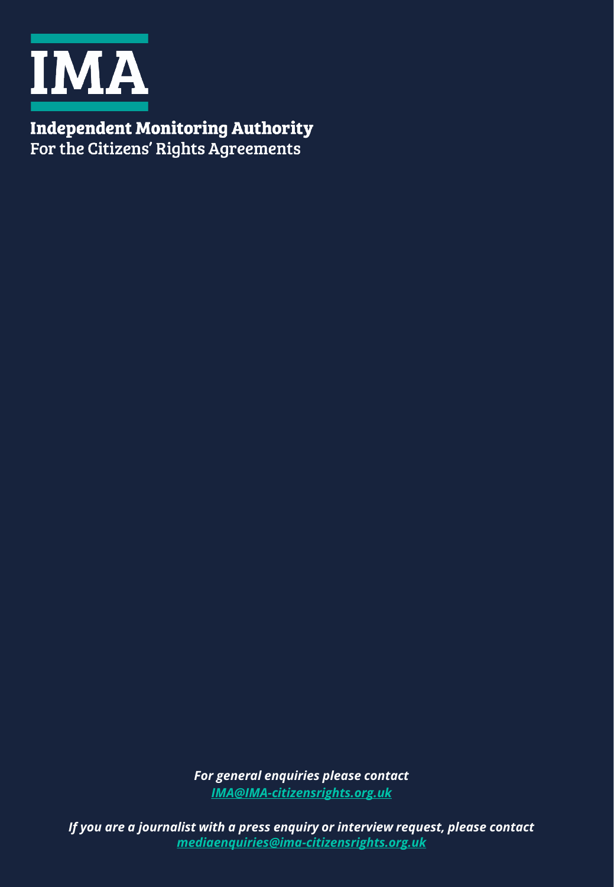# IMA

**Independent Monitoring Authority**
For the Citizens' Rights Agreements

***For general enquiries please contact***
***IMA@IMA-citizensrights.org.uk***

***If you are a journalist with a press enquiry or interview request, please contact***
***mediaenquiries@ima-citizensrights.org.uk***